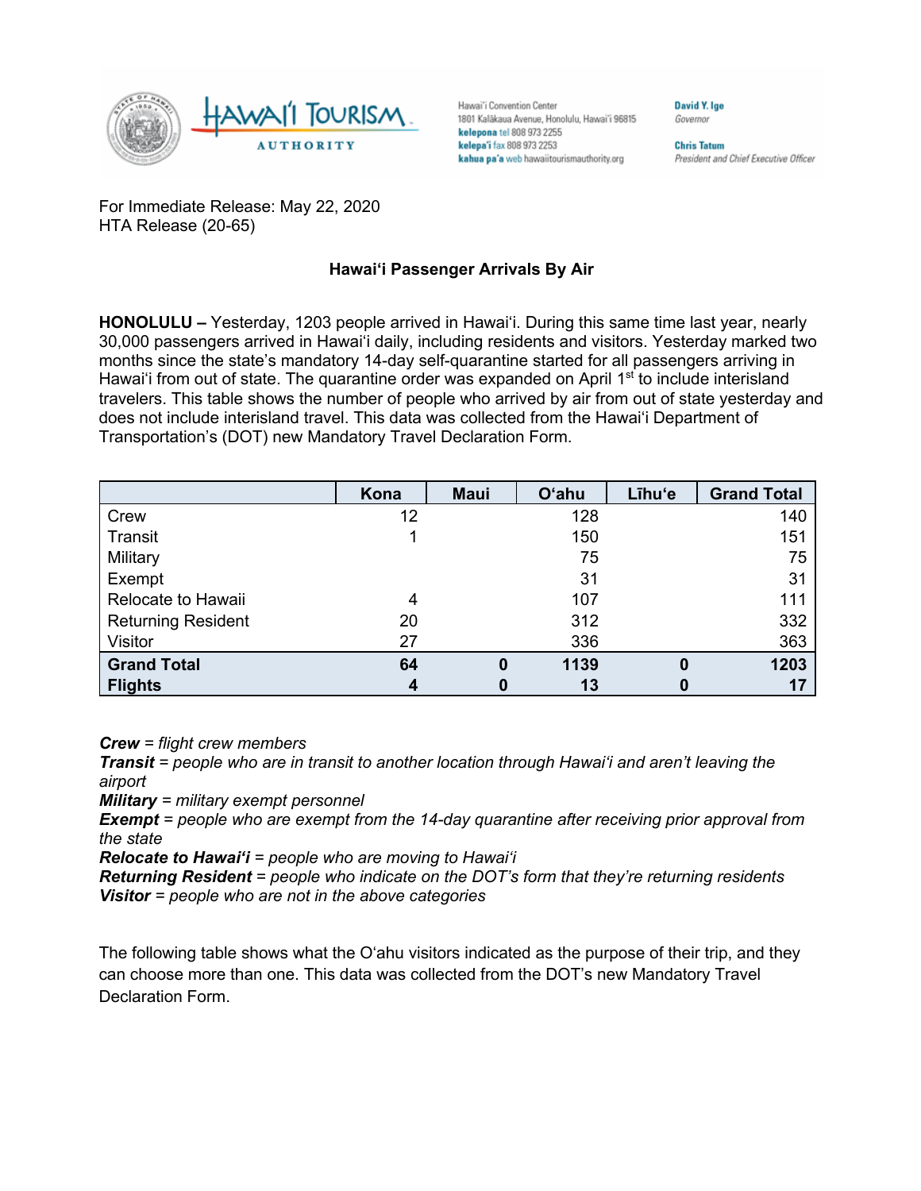Hawaiʻi Convention Center
1801 Kalākaua Avenue, Honolulu, Hawaiʻi 96815
**kelepona** tel 808 973 2255
**kelepaʻi** fax 808 973 2253
**kahua paʻa** web hawaiitourismauthority.org

**David Y. Ige**
*Governor*

**Chris Tatum**
*President and Chief Executive Officer*

For Immediate Release: May 22, 2020
HTA Release (20-65)

**Hawaiʻi Passenger Arrivals By Air**

**HONOLULU –** Yesterday, 1203 people arrived in Hawaiʻi. During this same time last year, nearly 30,000 passengers arrived in Hawaiʻi daily, including residents and visitors. Yesterday marked two months since the state's mandatory 14-day self-quarantine started for all passengers arriving in Hawaiʻi from out of state. The quarantine order was expanded on April 1st to include interisland travelers. This table shows the number of people who arrived by air from out of state yesterday and does not include interisland travel. This data was collected from the Hawaiʻi Department of Transportation's (DOT) new Mandatory Travel Declaration Form.

| | Kona | Maui | Oʻahu | Līhuʻe | Grand Total |
|---|---|---|---|---|---|
| Crew | 12 | | 128 | | 140 |
| Transit | 1 | | 150 | | 151 |
| Military | | | 75 | | 75 |
| Exempt | | | 31 | | 31 |
| Relocate to Hawaii | 4 | | 107 | | 111 |
| Returning Resident | 20 | | 312 | | 332 |
| Visitor | 27 | | 336 | | 363 |
| **Grand Total** | **64** | **0** | **1139** | **0** | **1203** |
| **Flights** | **4** | **0** | **13** | **0** | **17** |

***Crew*** *= flight crew members*
***Transit*** *= people who are in transit to another location through Hawaiʻi and aren't leaving the airport*
***Military*** *= military exempt personnel*
***Exempt*** *= people who are exempt from the 14-day quarantine after receiving prior approval from the state*
***Relocate to Hawaiʻi*** *= people who are moving to Hawaiʻi*
***Returning Resident*** *= people who indicate on the DOT's form that they're returning residents*
***Visitor*** *= people who are not in the above categories*

The following table shows what the Oʻahu visitors indicated as the purpose of their trip, and they can choose more than one. This data was collected from the DOT's new Mandatory Travel Declaration Form.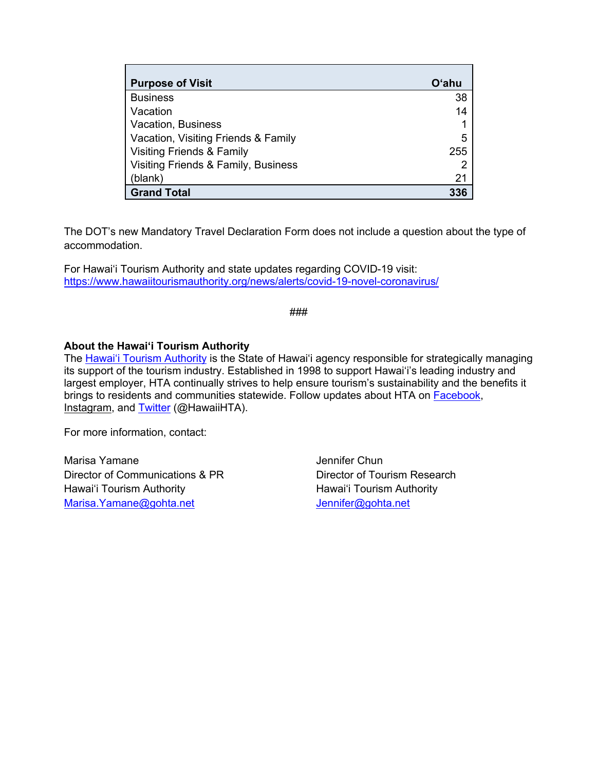| Purpose of Visit | O'ahu |
| --- | --- |
| Business | 38 |
| Vacation | 14 |
| Vacation, Business | 1 |
| Vacation, Visiting Friends & Family | 5 |
| Visiting Friends & Family | 255 |
| Visiting Friends & Family, Business | 2 |
| (blank) | 21 |
| **Grand Total** | **336** |

The DOT's new Mandatory Travel Declaration Form does not include a question about the type of accommodation.

For Hawai'i Tourism Authority and state updates regarding COVID-19 visit: https://www.hawaiitourismauthority.org/news/alerts/covid-19-novel-coronavirus/

###

**About the Hawai'i Tourism Authority**
The Hawai'i Tourism Authority is the State of Hawai'i agency responsible for strategically managing its support of the tourism industry. Established in 1998 to support Hawai'i's leading industry and largest employer, HTA continually strives to help ensure tourism's sustainability and the benefits it brings to residents and communities statewide. Follow updates about HTA on Facebook, Instagram, and Twitter (@HawaiiHTA).

For more information, contact:

Marisa Yamane
Director of Communications & PR
Hawai'i Tourism Authority
Marisa.Yamane@gohta.net

Jennifer Chun
Director of Tourism Research
Hawai'i Tourism Authority
Jennifer@gohta.net